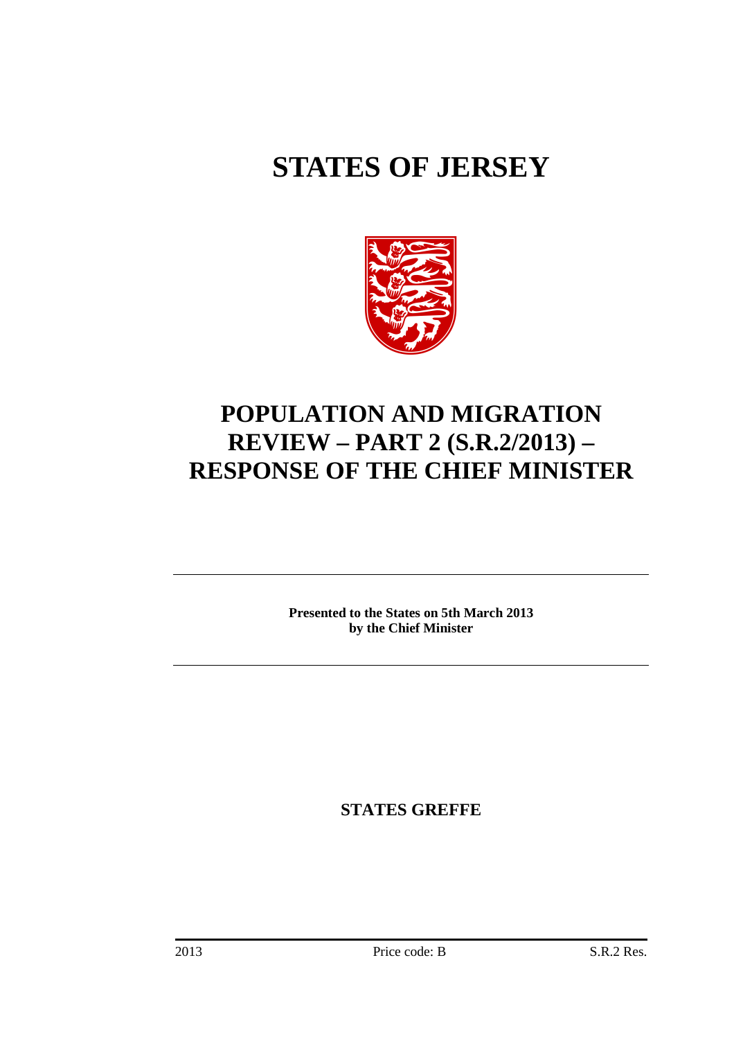# STATES OF JERSEY

# POPULATION AND MIGRATION REVIEW – PART 2 (S.R.2/2013) – RESPONSE OF THE CHIEF MINISTER

**Presented to the States on 5th March 2013 by the Chief Minister**

**STATES GREFFE**

2013 Price code: B S.R.2 Res.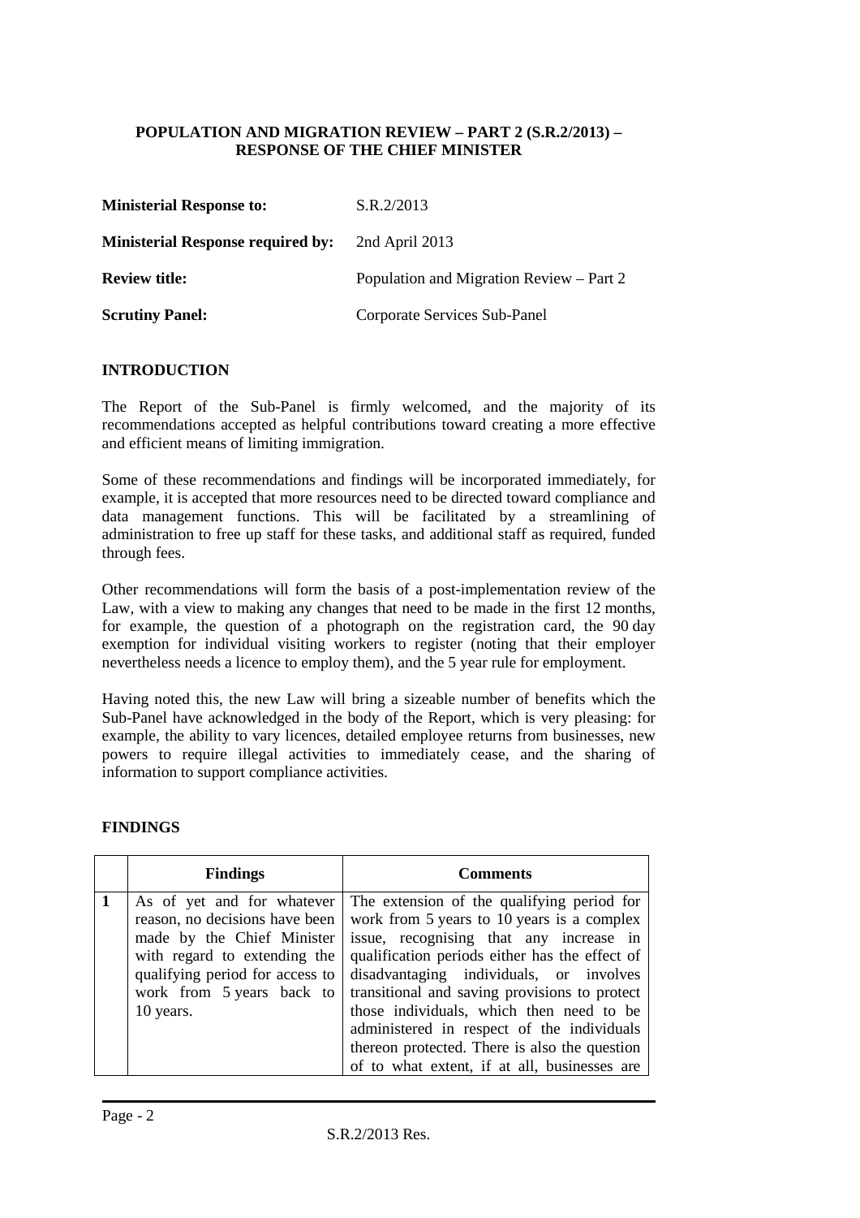**POPULATION AND MIGRATION REVIEW – PART 2 (S.R.2/2013) – RESPONSE OF THE CHIEF MINISTER**

| | |
|---|---|
| **Ministerial Response to:** | S.R.2/2013 |
| **Ministerial Response required by:** | 2nd April 2013 |
| **Review title:** | Population and Migration Review – Part 2 |
| **Scrutiny Panel:** | Corporate Services Sub-Panel |

## INTRODUCTION

The Report of the Sub-Panel is firmly welcomed, and the majority of its recommendations accepted as helpful contributions toward creating a more effective and efficient means of limiting immigration.

Some of these recommendations and findings will be incorporated immediately, for example, it is accepted that more resources need to be directed toward compliance and data management functions. This will be facilitated by a streamlining of administration to free up staff for these tasks, and additional staff as required, funded through fees.

Other recommendations will form the basis of a post-implementation review of the Law, with a view to making any changes that need to be made in the first 12 months, for example, the question of a photograph on the registration card, the 90 day exemption for individual visiting workers to register (noting that their employer nevertheless needs a licence to employ them), and the 5 year rule for employment.

Having noted this, the new Law will bring a sizeable number of benefits which the Sub-Panel have acknowledged in the body of the Report, which is very pleasing: for example, the ability to vary licences, detailed employee returns from businesses, new powers to require illegal activities to immediately cease, and the sharing of information to support compliance activities.

## FINDINGS

| | Findings | Comments |
|---|---|---|
| **1** | As of yet and for whatever reason, no decisions have been made by the Chief Minister with regard to extending the qualifying period for access to work from 5 years back to 10 years. | The extension of the qualifying period for work from 5 years to 10 years is a complex issue, recognising that any increase in qualification periods either has the effect of disadvantaging individuals, or involves transitional and saving provisions to protect those individuals, which then need to be administered in respect of the individuals thereon protected. There is also the question of to what extent, if at all, businesses are |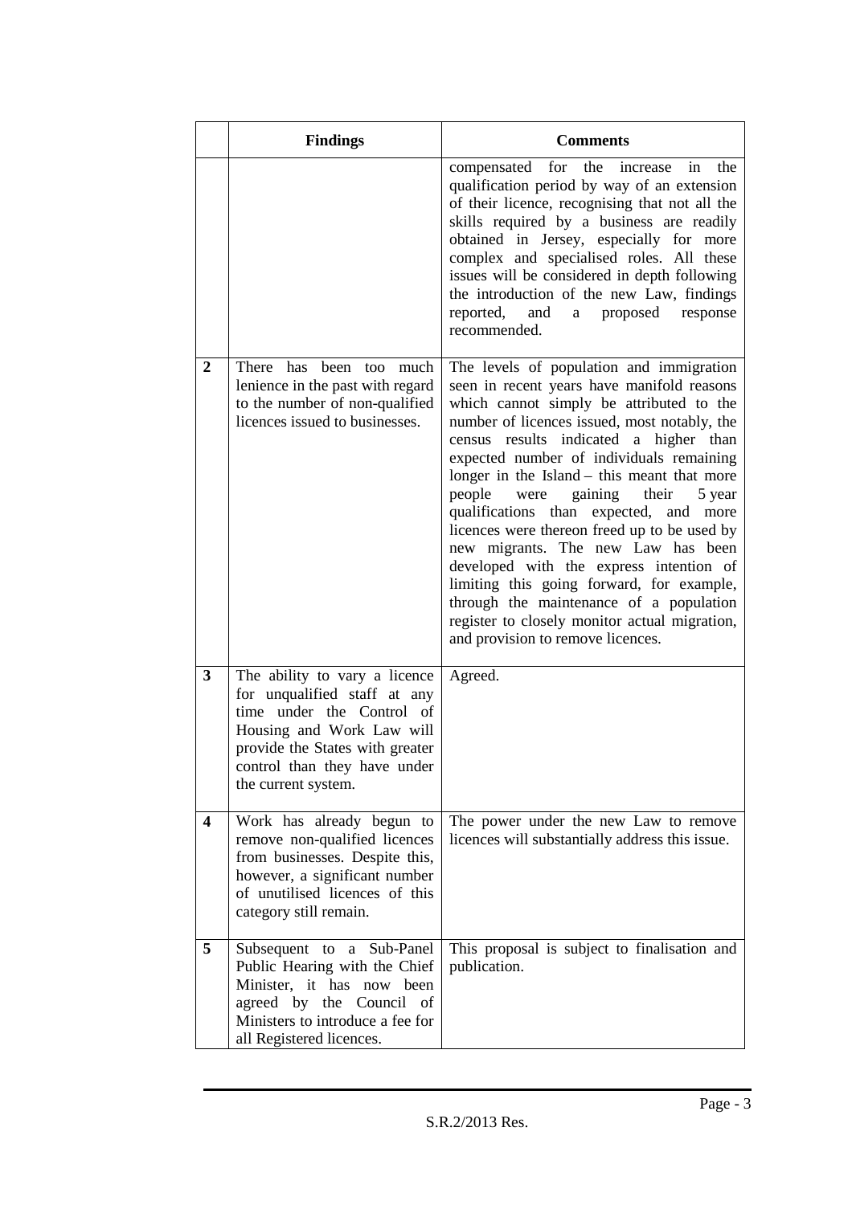| | Findings | Comments |
|---|---|---|
| | | compensated for the increase in the qualification period by way of an extension of their licence, recognising that not all the skills required by a business are readily obtained in Jersey, especially for more complex and specialised roles. All these issues will be considered in depth following the introduction of the new Law, findings reported, and a proposed response recommended. |
| **2** | There has been too much lenience in the past with regard to the number of non-qualified licences issued to businesses. | The levels of population and immigration seen in recent years have manifold reasons which cannot simply be attributed to the number of licences issued, most notably, the census results indicated a higher than expected number of individuals remaining longer in the Island – this meant that more people were gaining their 5 year qualifications than expected, and more licences were thereon freed up to be used by new migrants. The new Law has been developed with the express intention of limiting this going forward, for example, through the maintenance of a population register to closely monitor actual migration, and provision to remove licences. |
| **3** | The ability to vary a licence for unqualified staff at any time under the Control of Housing and Work Law will provide the States with greater control than they have under the current system. | Agreed. |
| **4** | Work has already begun to remove non-qualified licences from businesses. Despite this, however, a significant number of unutilised licences of this category still remain. | The power under the new Law to remove licences will substantially address this issue. |
| **5** | Subsequent to a Sub-Panel Public Hearing with the Chief Minister, it has now been agreed by the Council of Ministers to introduce a fee for all Registered licences. | This proposal is subject to finalisation and publication. |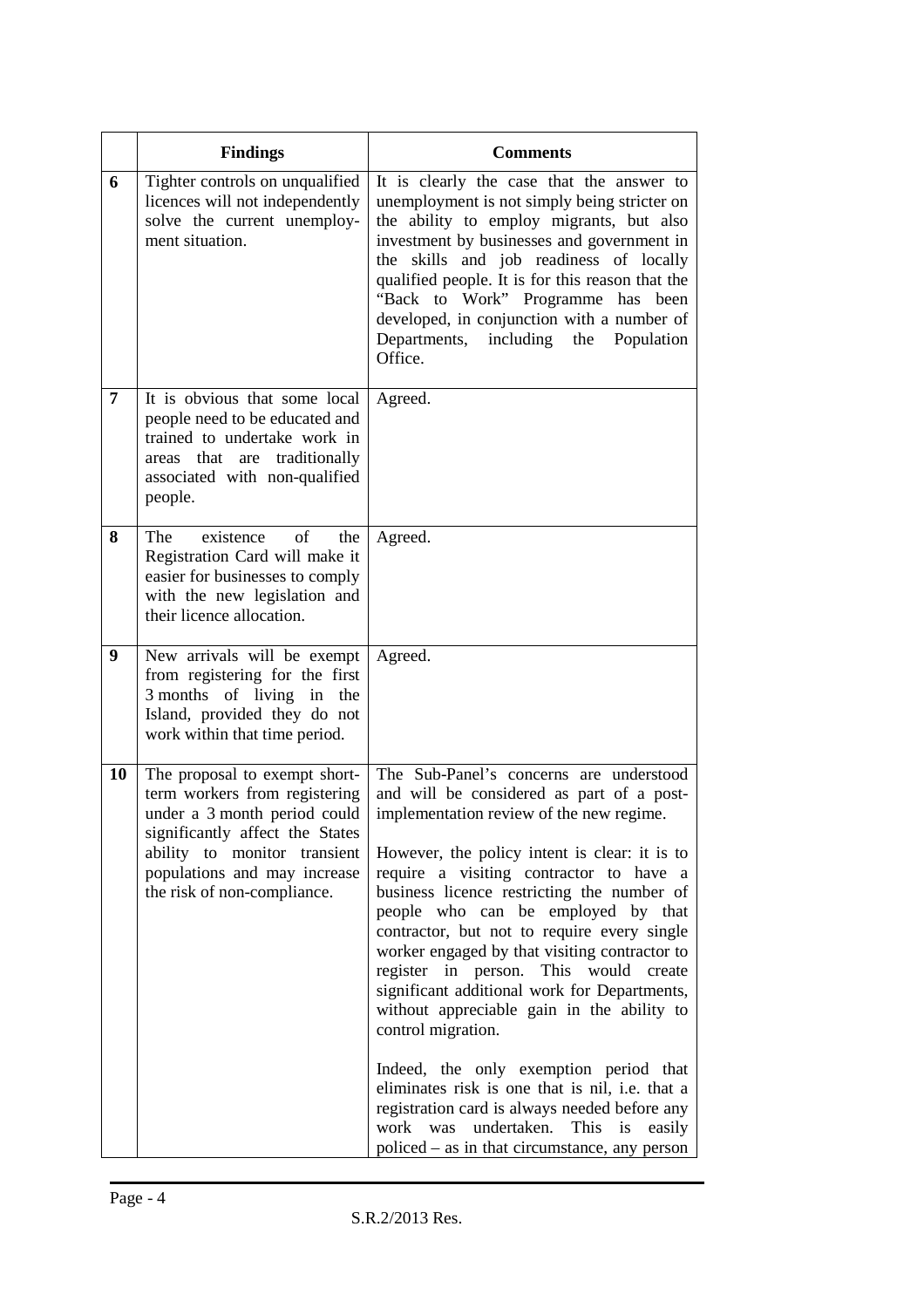|  | **Findings** | **Comments** |
|---|---|---|
| **6** | Tighter controls on unqualified licences will not independently solve the current unemployment situation. | It is clearly the case that the answer to unemployment is not simply being stricter on the ability to employ migrants, but also investment by businesses and government in the skills and job readiness of locally qualified people. It is for this reason that the "Back to Work" Programme has been developed, in conjunction with a number of Departments, including the Population Office. |
| **7** | It is obvious that some local people need to be educated and trained to undertake work in areas that are traditionally associated with non-qualified people. | Agreed. |
| **8** | The existence of the Registration Card will make it easier for businesses to comply with the new legislation and their licence allocation. | Agreed. |
| **9** | New arrivals will be exempt from registering for the first 3 months of living in the Island, provided they do not work within that time period. | Agreed. |
| **10** | The proposal to exempt short-term workers from registering under a 3 month period could significantly affect the States ability to monitor transient populations and may increase the risk of non-compliance. | The Sub-Panel's concerns are understood and will be considered as part of a post-implementation review of the new regime.<br><br>However, the policy intent is clear: it is to require a visiting contractor to have a business licence restricting the number of people who can be employed by that contractor, but not to require every single worker engaged by that visiting contractor to register in person. This would create significant additional work for Departments, without appreciable gain in the ability to control migration.<br><br>Indeed, the only exemption period that eliminates risk is one that is nil, i.e. that a registration card is always needed before any work was undertaken. This is easily policed – as in that circumstance, any person |

S.R.2/2013 Res.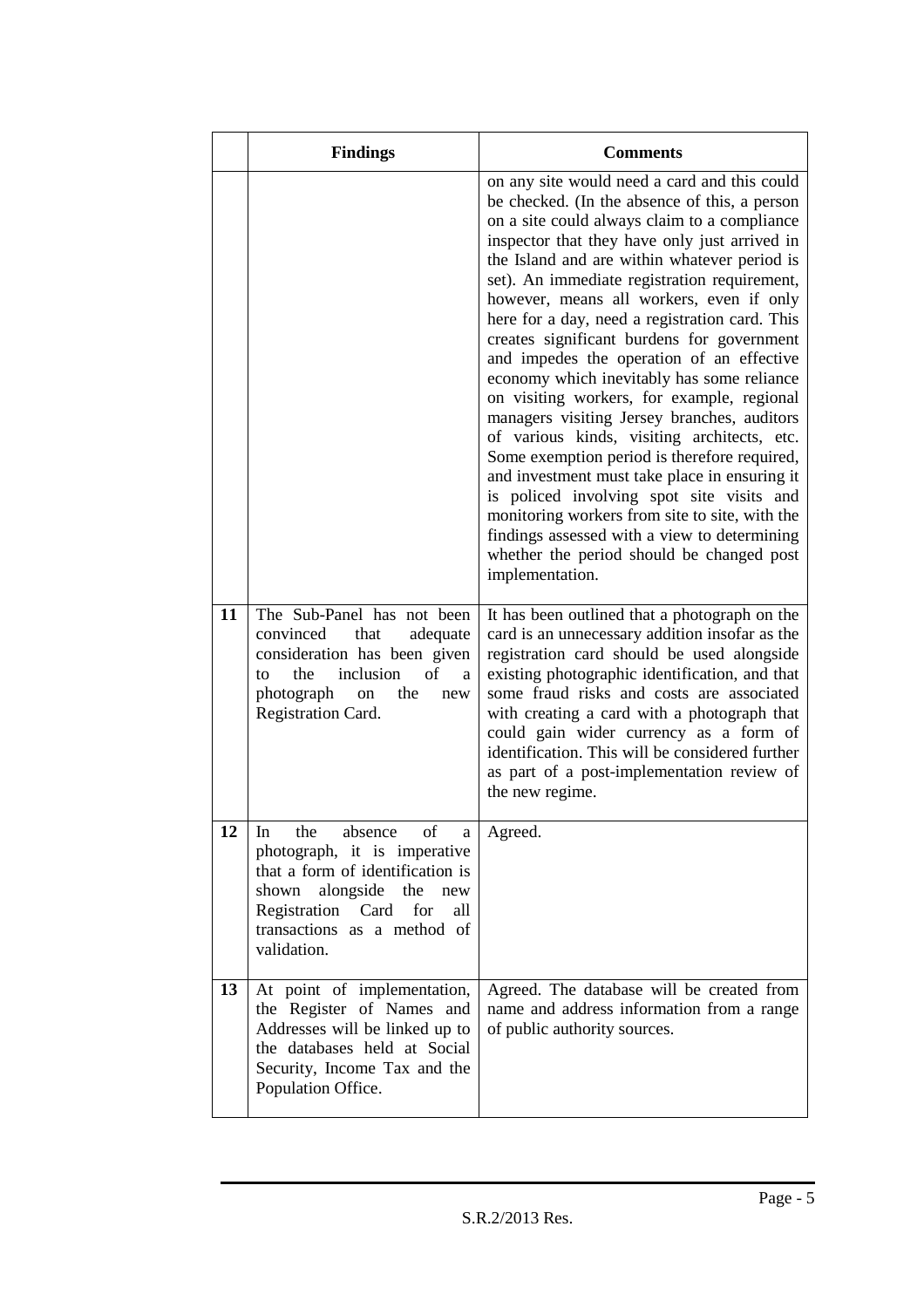| | Findings | Comments |
|---|---|---|
| | | on any site would need a card and this could be checked. (In the absence of this, a person on a site could always claim to a compliance inspector that they have only just arrived in the Island and are within whatever period is set). An immediate registration requirement, however, means all workers, even if only here for a day, need a registration card. This creates significant burdens for government and impedes the operation of an effective economy which inevitably has some reliance on visiting workers, for example, regional managers visiting Jersey branches, auditors of various kinds, visiting architects, etc. Some exemption period is therefore required, and investment must take place in ensuring it is policed involving spot site visits and monitoring workers from site to site, with the findings assessed with a view to determining whether the period should be changed post implementation. |
| **11** | The Sub-Panel has not been convinced that adequate consideration has been given to the inclusion of a photograph on the new Registration Card. | It has been outlined that a photograph on the card is an unnecessary addition insofar as the registration card should be used alongside existing photographic identification, and that some fraud risks and costs are associated with creating a card with a photograph that could gain wider currency as a form of identification. This will be considered further as part of a post-implementation review of the new regime. |
| **12** | In the absence of a photograph, it is imperative that a form of identification is shown alongside the new Registration Card for all transactions as a method of validation. | Agreed. |
| **13** | At point of implementation, the Register of Names and Addresses will be linked up to the databases held at Social Security, Income Tax and the Population Office. | Agreed. The database will be created from name and address information from a range of public authority sources. |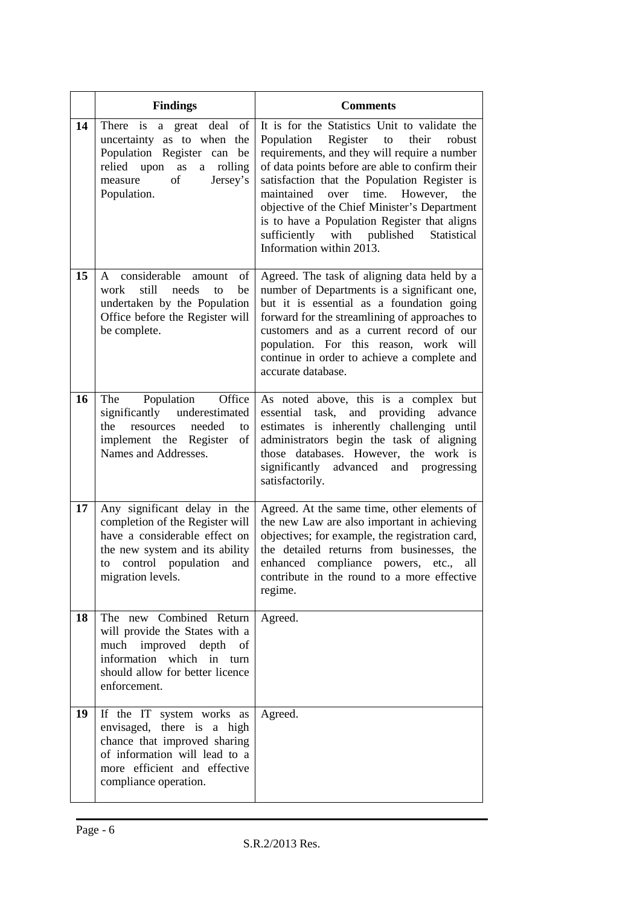| | Findings | Comments |
|---|---|---|
| 14 | There is a great deal of uncertainty as to when the Population Register can be relied upon as a rolling measure of Jersey's Population. | It is for the Statistics Unit to validate the Population Register to their robust requirements, and they will require a number of data points before are able to confirm their satisfaction that the Population Register is maintained over time. However, the objective of the Chief Minister's Department is to have a Population Register that aligns sufficiently with published Statistical Information within 2013. |
| 15 | A considerable amount of work still needs to be undertaken by the Population Office before the Register will be complete. | Agreed. The task of aligning data held by a number of Departments is a significant one, but it is essential as a foundation going forward for the streamlining of approaches to customers and as a current record of our population. For this reason, work will continue in order to achieve a complete and accurate database. |
| 16 | The Population Office significantly underestimated the resources needed to implement the Register of Names and Addresses. | As noted above, this is a complex but essential task, and providing advance estimates is inherently challenging until administrators begin the task of aligning those databases. However, the work is significantly advanced and progressing satisfactorily. |
| 17 | Any significant delay in the completion of the Register will have a considerable effect on the new system and its ability to control population and migration levels. | Agreed. At the same time, other elements of the new Law are also important in achieving objectives; for example, the registration card, the detailed returns from businesses, the enhanced compliance powers, etc., all contribute in the round to a more effective regime. |
| 18 | The new Combined Return will provide the States with a much improved depth of information which in turn should allow for better licence enforcement. | Agreed. |
| 19 | If the IT system works as envisaged, there is a high chance that improved sharing of information will lead to a more efficient and effective compliance operation. | Agreed. |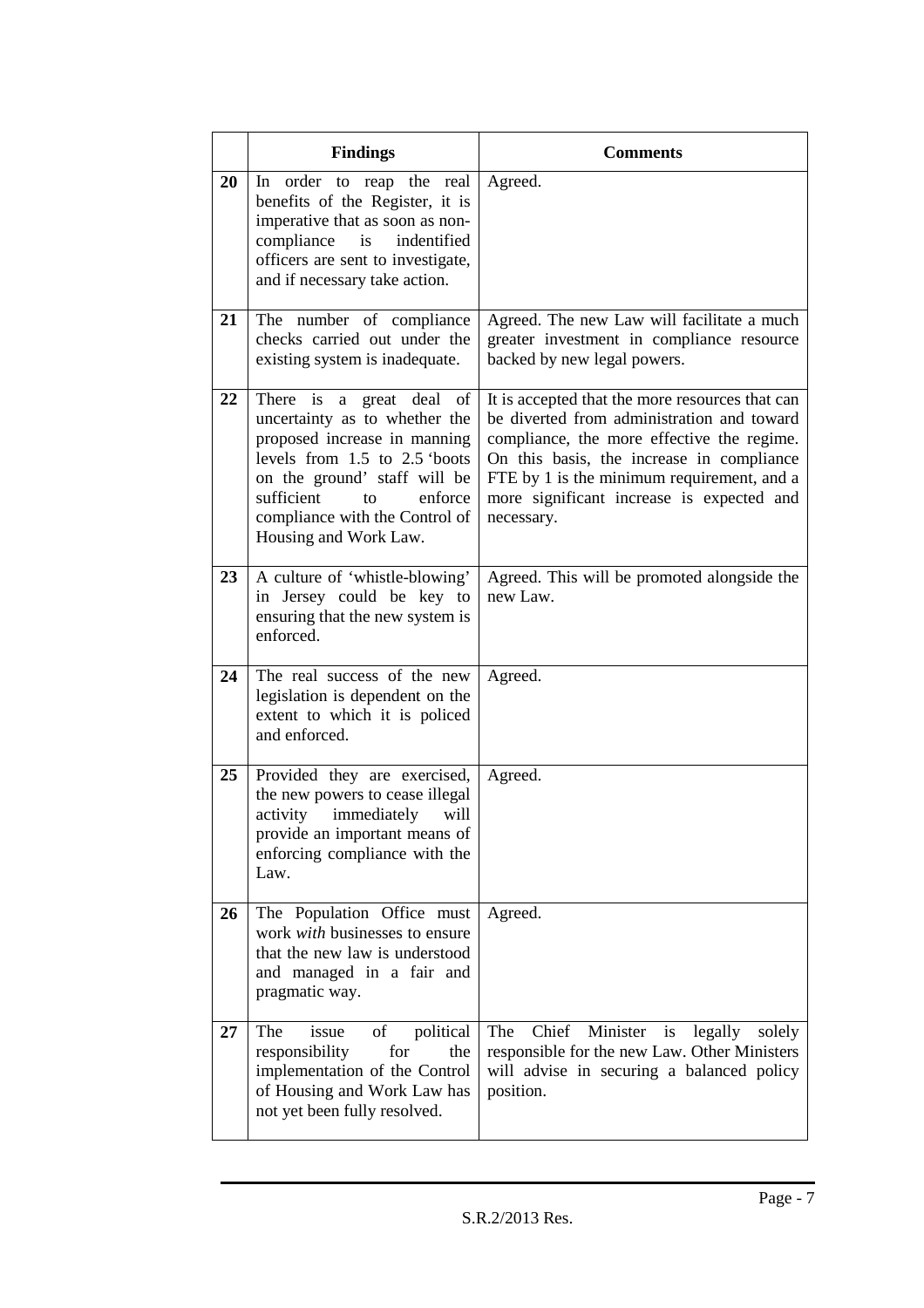|  | **Findings** | **Comments** |
|---|---|---|
| **20** | In order to reap the real benefits of the Register, it is imperative that as soon as non-compliance is indentified officers are sent to investigate, and if necessary take action. | Agreed. |
| **21** | The number of compliance checks carried out under the existing system is inadequate. | Agreed. The new Law will facilitate a much greater investment in compliance resource backed by new legal powers. |
| **22** | There is a great deal of uncertainty as to whether the proposed increase in manning levels from 1.5 to 2.5 'boots on the ground' staff will be sufficient to enforce compliance with the Control of Housing and Work Law. | It is accepted that the more resources that can be diverted from administration and toward compliance, the more effective the regime. On this basis, the increase in compliance FTE by 1 is the minimum requirement, and a more significant increase is expected and necessary. |
| **23** | A culture of 'whistle-blowing' in Jersey could be key to ensuring that the new system is enforced. | Agreed. This will be promoted alongside the new Law. |
| **24** | The real success of the new legislation is dependent on the extent to which it is policed and enforced. | Agreed. |
| **25** | Provided they are exercised, the new powers to cease illegal activity immediately will provide an important means of enforcing compliance with the Law. | Agreed. |
| **26** | The Population Office must work *with* businesses to ensure that the new law is understood and managed in a fair and pragmatic way. | Agreed. |
| **27** | The issue of political responsibility for the implementation of the Control of Housing and Work Law has not yet been fully resolved. | The Chief Minister is legally solely responsible for the new Law. Other Ministers will advise in securing a balanced policy position. |

S.R.2/2013 Res.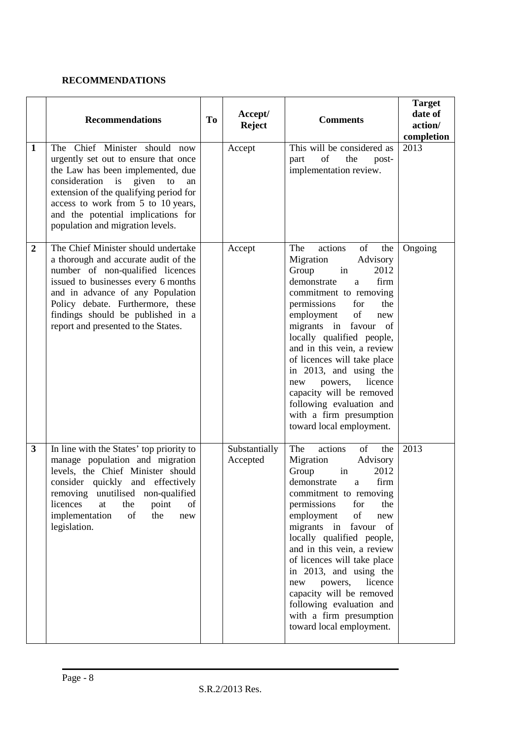**RECOMMENDATIONS**

| | Recommendations | To | Accept/ Reject | Comments | Target date of action/ completion |
|---|---|---|---|---|---|
| **1** | The Chief Minister should now urgently set out to ensure that once the Law has been implemented, due consideration is given to an extension of the qualifying period for access to work from 5 to 10 years, and the potential implications for population and migration levels. | | Accept | This will be considered as part of the post-implementation review. | 2013 |
| **2** | The Chief Minister should undertake a thorough and accurate audit of the number of non-qualified licences issued to businesses every 6 months and in advance of any Population Policy debate. Furthermore, these findings should be published in a report and presented to the States. | | Accept | The actions of the Migration Advisory Group in 2012 demonstrate a firm commitment to removing permissions for the employment of new migrants in favour of locally qualified people, and in this vein, a review of licences will take place in 2013, and using the new powers, licence capacity will be removed following evaluation and with a firm presumption toward local employment. | Ongoing |
| **3** | In line with the States' top priority to manage population and migration levels, the Chief Minister should consider quickly and effectively removing unutilised non-qualified licences at the point of implementation of the new legislation. | | Substantially Accepted | The actions of the Migration Advisory Group in 2012 demonstrate a firm commitment to removing permissions for the employment of new migrants in favour of locally qualified people, and in this vein, a review of licences will take place in 2013, and using the new powers, licence capacity will be removed following evaluation and with a firm presumption toward local employment. | 2013 |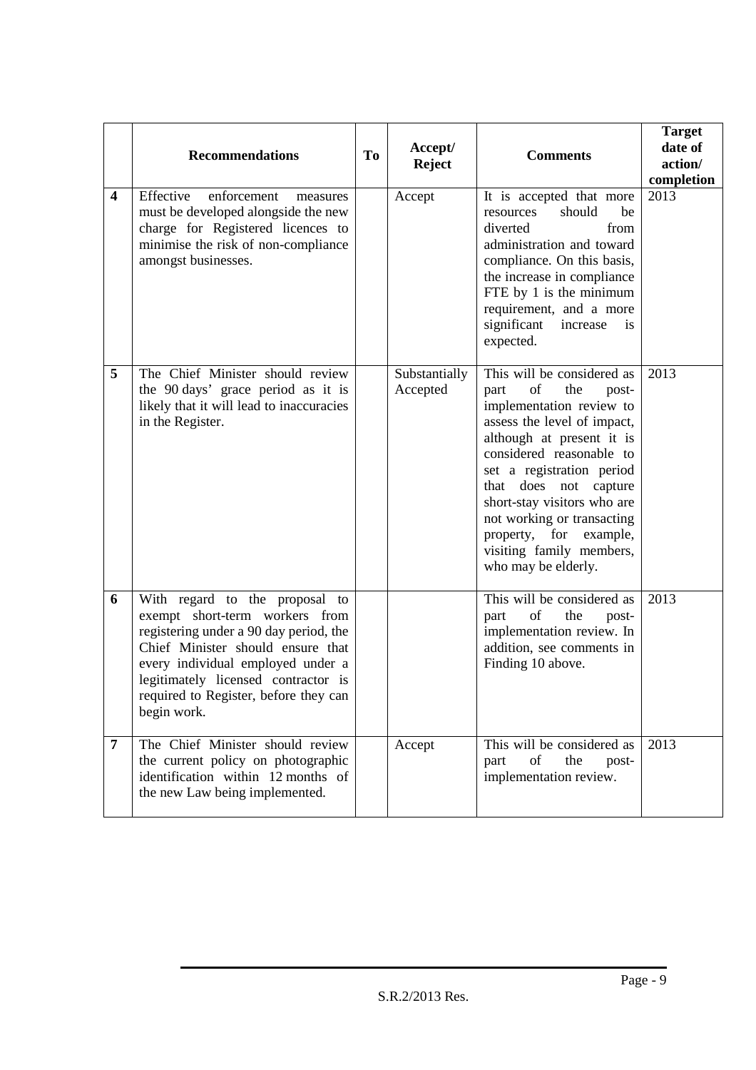| | Recommendations | To | Accept/ Reject | Comments | Target date of action/ completion |
|---|---|---|---|---|---|
| 4 | Effective enforcement measures must be developed alongside the new charge for Registered licences to minimise the risk of non-compliance amongst businesses. | | Accept | It is accepted that more resources should be diverted from administration and toward compliance. On this basis, the increase in compliance FTE by 1 is the minimum requirement, and a more significant increase is expected. | 2013 |
| 5 | The Chief Minister should review the 90 days' grace period as it is likely that it will lead to inaccuracies in the Register. | | Substantially Accepted | This will be considered as part of the post-implementation review to assess the level of impact, although at present it is considered reasonable to set a registration period that does not capture short-stay visitors who are not working or transacting property, for example, visiting family members, who may be elderly. | 2013 |
| 6 | With regard to the proposal to exempt short-term workers from registering under a 90 day period, the Chief Minister should ensure that every individual employed under a legitimately licensed contractor is required to Register, before they can begin work. | | | This will be considered as part of the post-implementation review. In addition, see comments in Finding 10 above. | 2013 |
| 7 | The Chief Minister should review the current policy on photographic identification within 12 months of the new Law being implemented. | | Accept | This will be considered as part of the post-implementation review. | 2013 |

S.R.2/2013 Res.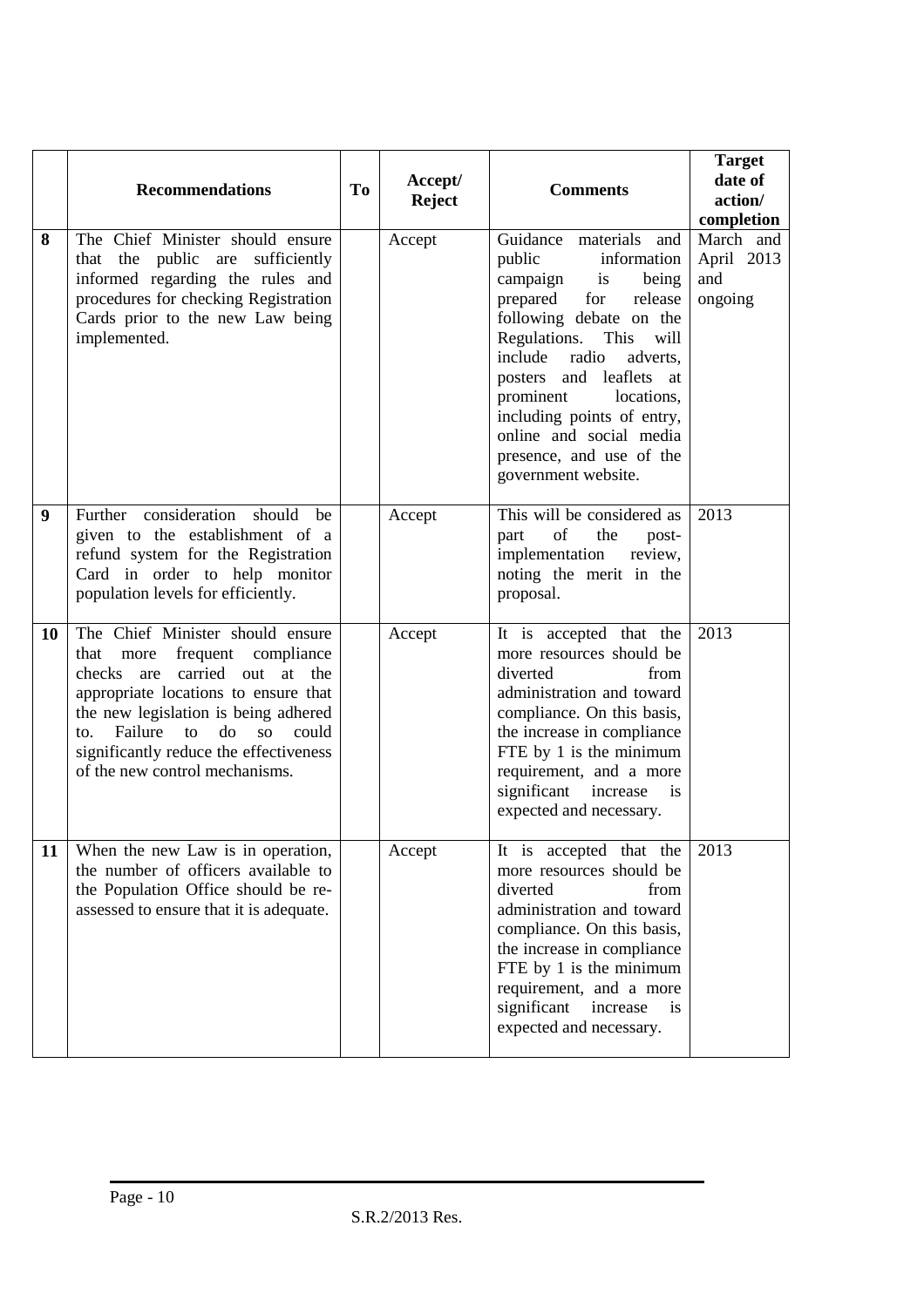|  | Recommendations | To | Accept/ Reject | Comments | Target date of action/ completion |
|---|---|---|---|---|---|
| 8 | The Chief Minister should ensure that the public are sufficiently informed regarding the rules and procedures for checking Registration Cards prior to the new Law being implemented. |  | Accept | Guidance materials and public information campaign is being prepared for release following debate on the Regulations. This will include radio adverts, posters and leaflets at prominent locations, including points of entry, online and social media presence, and use of the government website. | March and April 2013 and ongoing |
| 9 | Further consideration should be given to the establishment of a refund system for the Registration Card in order to help monitor population levels for efficiently. |  | Accept | This will be considered as part of the post-implementation review, noting the merit in the proposal. | 2013 |
| 10 | The Chief Minister should ensure that more frequent compliance checks are carried out at the appropriate locations to ensure that the new legislation is being adhered to. Failure to do so could significantly reduce the effectiveness of the new control mechanisms. |  | Accept | It is accepted that the more resources should be diverted from administration and toward compliance. On this basis, the increase in compliance FTE by 1 is the minimum requirement, and a more significant increase is expected and necessary. | 2013 |
| 11 | When the new Law is in operation, the number of officers available to the Population Office should be re-assessed to ensure that it is adequate. |  | Accept | It is accepted that the more resources should be diverted from administration and toward compliance. On this basis, the increase in compliance FTE by 1 is the minimum requirement, and a more significant increase is expected and necessary. | 2013 |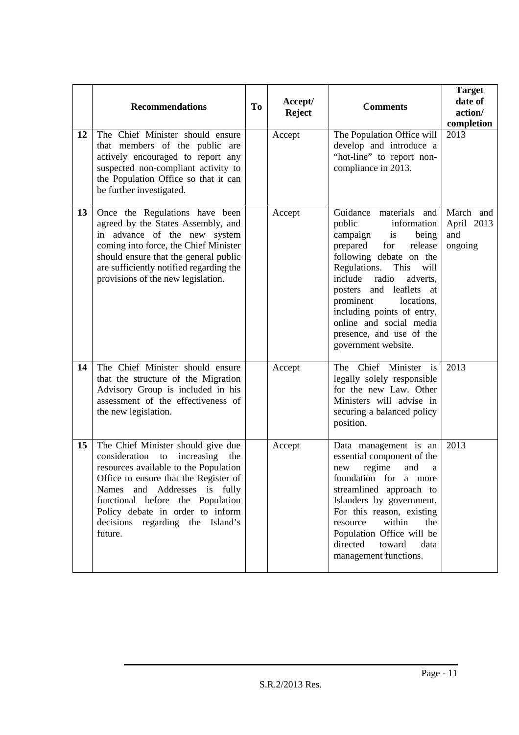| | Recommendations | To | Accept/ Reject | Comments | Target date of action/ completion |
|---|---|---|---|---|---|
| 12 | The Chief Minister should ensure that members of the public are actively encouraged to report any suspected non-compliant activity to the Population Office so that it can be further investigated. | | Accept | The Population Office will develop and introduce a "hot-line" to report non-compliance in 2013. | 2013 |
| 13 | Once the Regulations have been agreed by the States Assembly, and in advance of the new system coming into force, the Chief Minister should ensure that the general public are sufficiently notified regarding the provisions of the new legislation. | | Accept | Guidance materials and public information campaign is being prepared for release following debate on the Regulations. This will include radio adverts, posters and leaflets at prominent locations, including points of entry, online and social media presence, and use of the government website. | March and April 2013 and ongoing |
| 14 | The Chief Minister should ensure that the structure of the Migration Advisory Group is included in his assessment of the effectiveness of the new legislation. | | Accept | The Chief Minister is legally solely responsible for the new Law. Other Ministers will advise in securing a balanced policy position. | 2013 |
| 15 | The Chief Minister should give due consideration to increasing the resources available to the Population Office to ensure that the Register of Names and Addresses is fully functional before the Population Policy debate in order to inform decisions regarding the Island's future. | | Accept | Data management is an essential component of the new regime and a foundation for a more streamlined approach to Islanders by government. For this reason, existing resource within the Population Office will be directed toward data management functions. | 2013 |

S.R.2/2013 Res.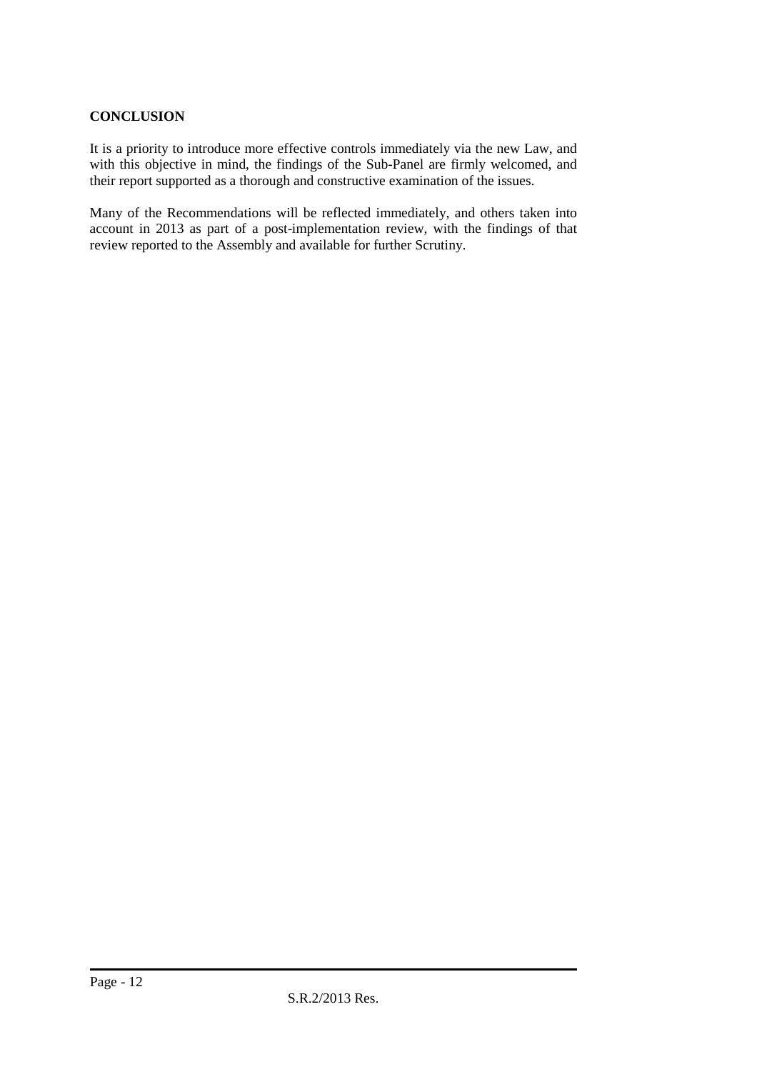**CONCLUSION**

It is a priority to introduce more effective controls immediately via the new Law, and with this objective in mind, the findings of the Sub-Panel are firmly welcomed, and their report supported as a thorough and constructive examination of the issues.

Many of the Recommendations will be reflected immediately, and others taken into account in 2013 as part of a post-implementation review, with the findings of that review reported to the Assembly and available for further Scrutiny.